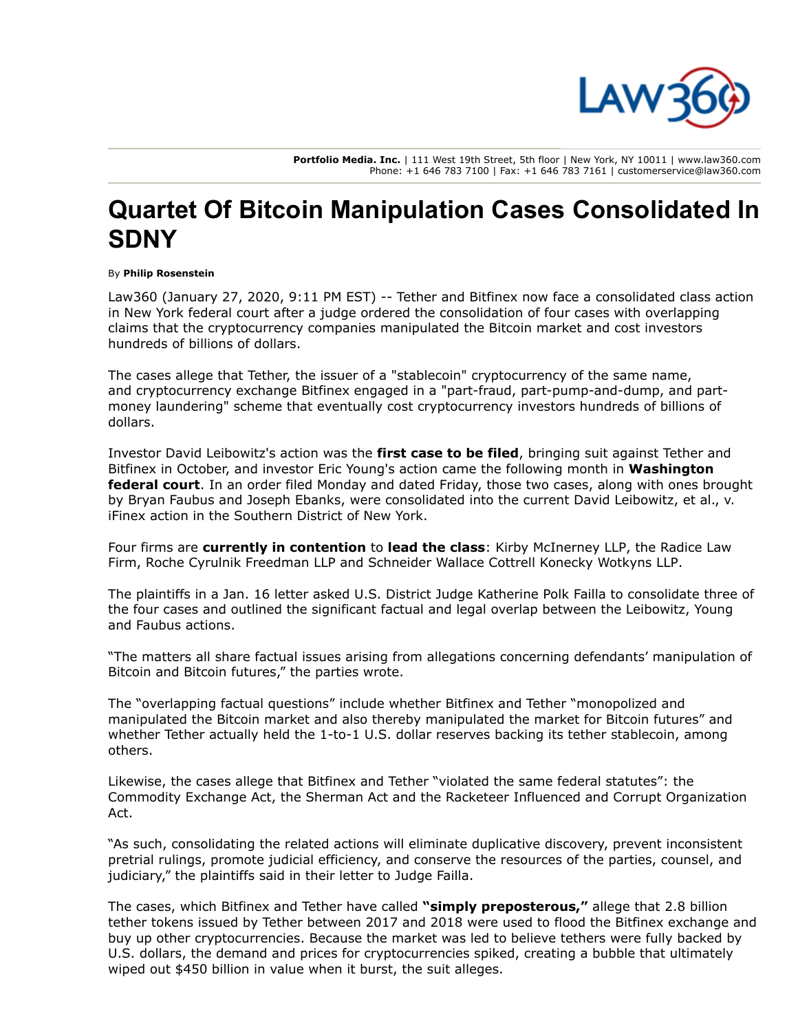# Quartet Of Bitcoin Manipulation Cases Consolidated In SDNY

By **Philip Rosenstein**

Law360 (January 27, 2020, 9:11 PM EST) -- Tether and Bitfinex now face a consolidated class action in New York federal court after a judge ordered the consolidation of four cases with overlapping claims that the cryptocurrency companies manipulated the Bitcoin market and cost investors hundreds of billions of dollars.

The cases allege that Tether, the issuer of a "stablecoin" cryptocurrency of the same name, and cryptocurrency exchange Bitfinex engaged in a "part-fraud, part-pump-and-dump, and part-money laundering" scheme that eventually cost cryptocurrency investors hundreds of billions of dollars.

Investor David Leibowitz's action was the **first case to be filed**, bringing suit against Tether and Bitfinex in October, and investor Eric Young's action came the following month in **Washington federal court**. In an order filed Monday and dated Friday, those two cases, along with ones brought by Bryan Faubus and Joseph Ebanks, were consolidated into the current David Leibowitz, et al., v. iFinex action in the Southern District of New York.

Four firms are **currently in contention** to **lead the class**: Kirby McInerney LLP, the Radice Law Firm, Roche Cyrulnik Freedman LLP and Schneider Wallace Cottrell Konecky Wotkyns LLP.

The plaintiffs in a Jan. 16 letter asked U.S. District Judge Katherine Polk Failla to consolidate three of the four cases and outlined the significant factual and legal overlap between the Leibowitz, Young and Faubus actions.

"The matters all share factual issues arising from allegations concerning defendants' manipulation of Bitcoin and Bitcoin futures," the parties wrote.

The "overlapping factual questions" include whether Bitfinex and Tether "monopolized and manipulated the Bitcoin market and also thereby manipulated the market for Bitcoin futures" and whether Tether actually held the 1-to-1 U.S. dollar reserves backing its tether stablecoin, among others.

Likewise, the cases allege that Bitfinex and Tether "violated the same federal statutes": the Commodity Exchange Act, the Sherman Act and the Racketeer Influenced and Corrupt Organization Act.

"As such, consolidating the related actions will eliminate duplicative discovery, prevent inconsistent pretrial rulings, promote judicial efficiency, and conserve the resources of the parties, counsel, and judiciary," the plaintiffs said in their letter to Judge Failla.

The cases, which Bitfinex and Tether have called **"simply preposterous,"** allege that 2.8 billion tether tokens issued by Tether between 2017 and 2018 were used to flood the Bitfinex exchange and buy up other cryptocurrencies. Because the market was led to believe tethers were fully backed by U.S. dollars, the demand and prices for cryptocurrencies spiked, creating a bubble that ultimately wiped out $450 billion in value when it burst, the suit alleges.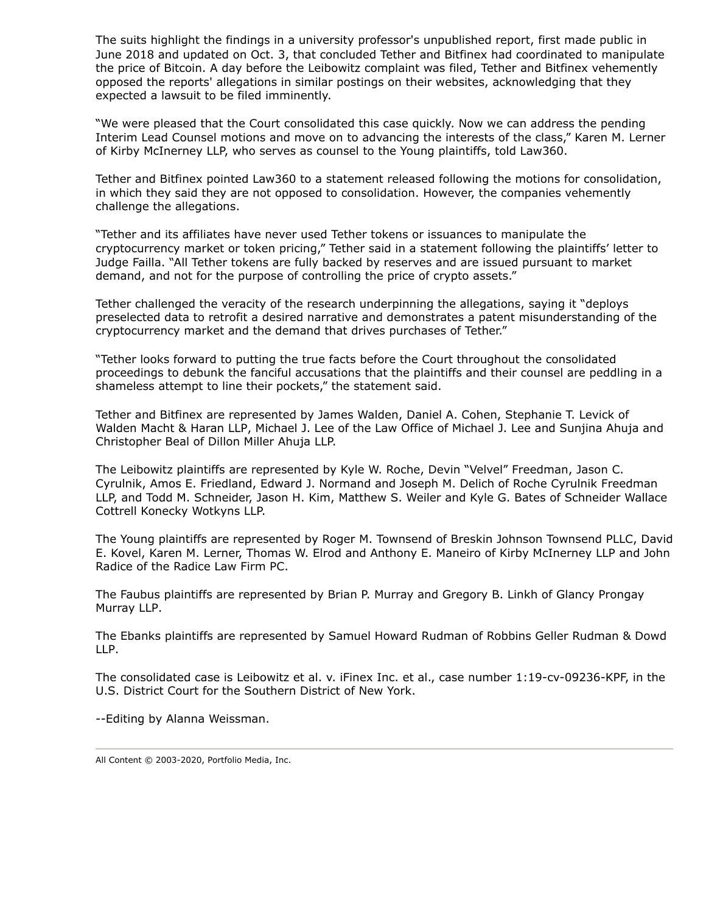The suits highlight the findings in a university professor's unpublished report, first made public in June 2018 and updated on Oct. 3, that concluded Tether and Bitfinex had coordinated to manipulate the price of Bitcoin. A day before the Leibowitz complaint was filed, Tether and Bitfinex vehemently opposed the reports' allegations in similar postings on their websites, acknowledging that they expected a lawsuit to be filed imminently.

"We were pleased that the Court consolidated this case quickly. Now we can address the pending Interim Lead Counsel motions and move on to advancing the interests of the class," Karen M. Lerner of Kirby McInerney LLP, who serves as counsel to the Young plaintiffs, told Law360.

Tether and Bitfinex pointed Law360 to a statement released following the motions for consolidation, in which they said they are not opposed to consolidation. However, the companies vehemently challenge the allegations.

"Tether and its affiliates have never used Tether tokens or issuances to manipulate the cryptocurrency market or token pricing," Tether said in a statement following the plaintiffs' letter to Judge Failla. "All Tether tokens are fully backed by reserves and are issued pursuant to market demand, and not for the purpose of controlling the price of crypto assets."

Tether challenged the veracity of the research underpinning the allegations, saying it "deploys preselected data to retrofit a desired narrative and demonstrates a patent misunderstanding of the cryptocurrency market and the demand that drives purchases of Tether."

"Tether looks forward to putting the true facts before the Court throughout the consolidated proceedings to debunk the fanciful accusations that the plaintiffs and their counsel are peddling in a shameless attempt to line their pockets," the statement said.

Tether and Bitfinex are represented by James Walden, Daniel A. Cohen, Stephanie T. Levick of Walden Macht & Haran LLP, Michael J. Lee of the Law Office of Michael J. Lee and Sunjina Ahuja and Christopher Beal of Dillon Miller Ahuja LLP.

The Leibowitz plaintiffs are represented by Kyle W. Roche, Devin "Velvel" Freedman, Jason C. Cyrulnik, Amos E. Friedland, Edward J. Normand and Joseph M. Delich of Roche Cyrulnik Freedman LLP, and Todd M. Schneider, Jason H. Kim, Matthew S. Weiler and Kyle G. Bates of Schneider Wallace Cottrell Konecky Wotkyns LLP.

The Young plaintiffs are represented by Roger M. Townsend of Breskin Johnson Townsend PLLC, David E. Kovel, Karen M. Lerner, Thomas W. Elrod and Anthony E. Maneiro of Kirby McInerney LLP and John Radice of the Radice Law Firm PC.

The Faubus plaintiffs are represented by Brian P. Murray and Gregory B. Linkh of Glancy Prongay Murray LLP.

The Ebanks plaintiffs are represented by Samuel Howard Rudman of Robbins Geller Rudman & Dowd LLP.

The consolidated case is Leibowitz et al. v. iFinex Inc. et al., case number 1:19-cv-09236-KPF, in the U.S. District Court for the Southern District of New York.

--Editing by Alanna Weissman.

All Content © 2003-2020, Portfolio Media, Inc.